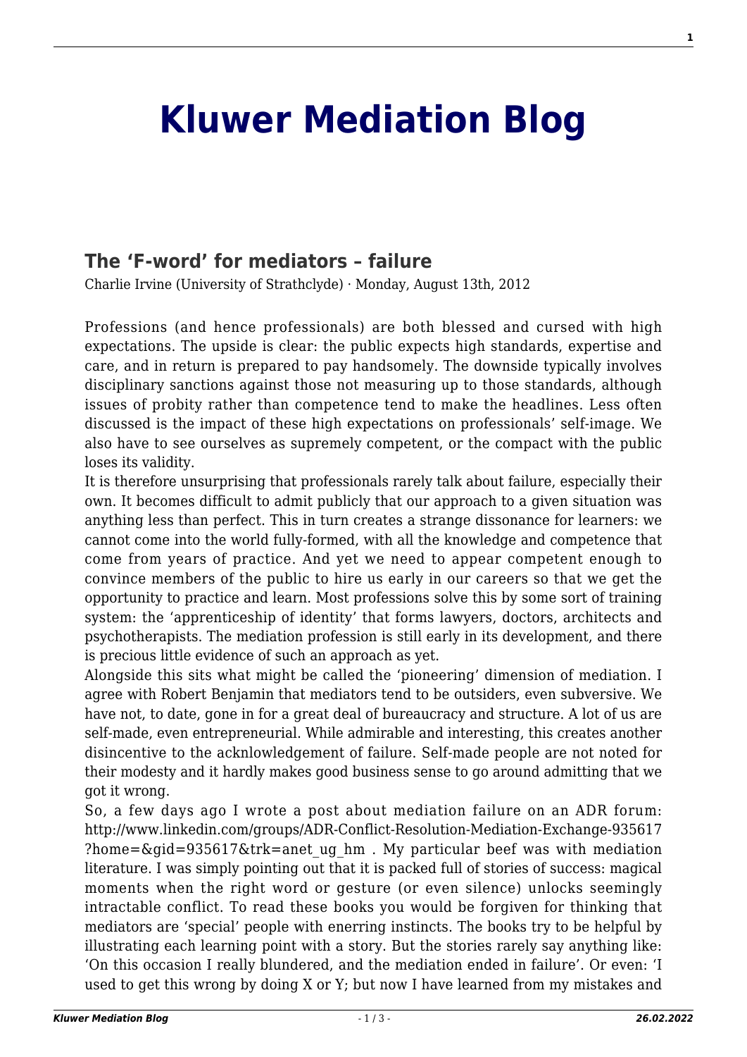# Kluwer Mediation Blog

## The 'F-word' for mediators – failure

Charlie Irvine (University of Strathclyde) · Monday, August 13th, 2012

Professions (and hence professionals) are both blessed and cursed with high expectations. The upside is clear: the public expects high standards, expertise and care, and in return is prepared to pay handsomely. The downside typically involves disciplinary sanctions against those not measuring up to those standards, although issues of probity rather than competence tend to make the headlines. Less often discussed is the impact of these high expectations on professionals' self-image. We also have to see ourselves as supremely competent, or the compact with the public loses its validity.

It is therefore unsurprising that professionals rarely talk about failure, especially their own. It becomes difficult to admit publicly that our approach to a given situation was anything less than perfect. This in turn creates a strange dissonance for learners: we cannot come into the world fully-formed, with all the knowledge and competence that come from years of practice. And yet we need to appear competent enough to convince members of the public to hire us early in our careers so that we get the opportunity to practice and learn. Most professions solve this by some sort of training system: the 'apprenticeship of identity' that forms lawyers, doctors, architects and psychotherapists. The mediation profession is still early in its development, and there is precious little evidence of such an approach as yet.

Alongside this sits what might be called the 'pioneering' dimension of mediation. I agree with Robert Benjamin that mediators tend to be outsiders, even subversive. We have not, to date, gone in for a great deal of bureaucracy and structure. A lot of us are self-made, even entrepreneurial. While admirable and interesting, this creates another disincentive to the acknlowledgement of failure. Self-made people are not noted for their modesty and it hardly makes good business sense to go around admitting that we got it wrong.

So, a few days ago I wrote a post about mediation failure on an ADR forum: http://www.linkedin.com/groups/ADR-Conflict-Resolution-Mediation-Exchange-935617?home=&gid=935617&trk=anet_ug_hm . My particular beef was with mediation literature. I was simply pointing out that it is packed full of stories of success: magical moments when the right word or gesture (or even silence) unlocks seemingly intractable conflict. To read these books you would be forgiven for thinking that mediators are 'special' people with enerring instincts. The books try to be helpful by illustrating each learning point with a story. But the stories rarely say anything like: 'On this occasion I really blundered, and the mediation ended in failure'. Or even: 'I used to get this wrong by doing X or Y; but now I have learned from my mistakes and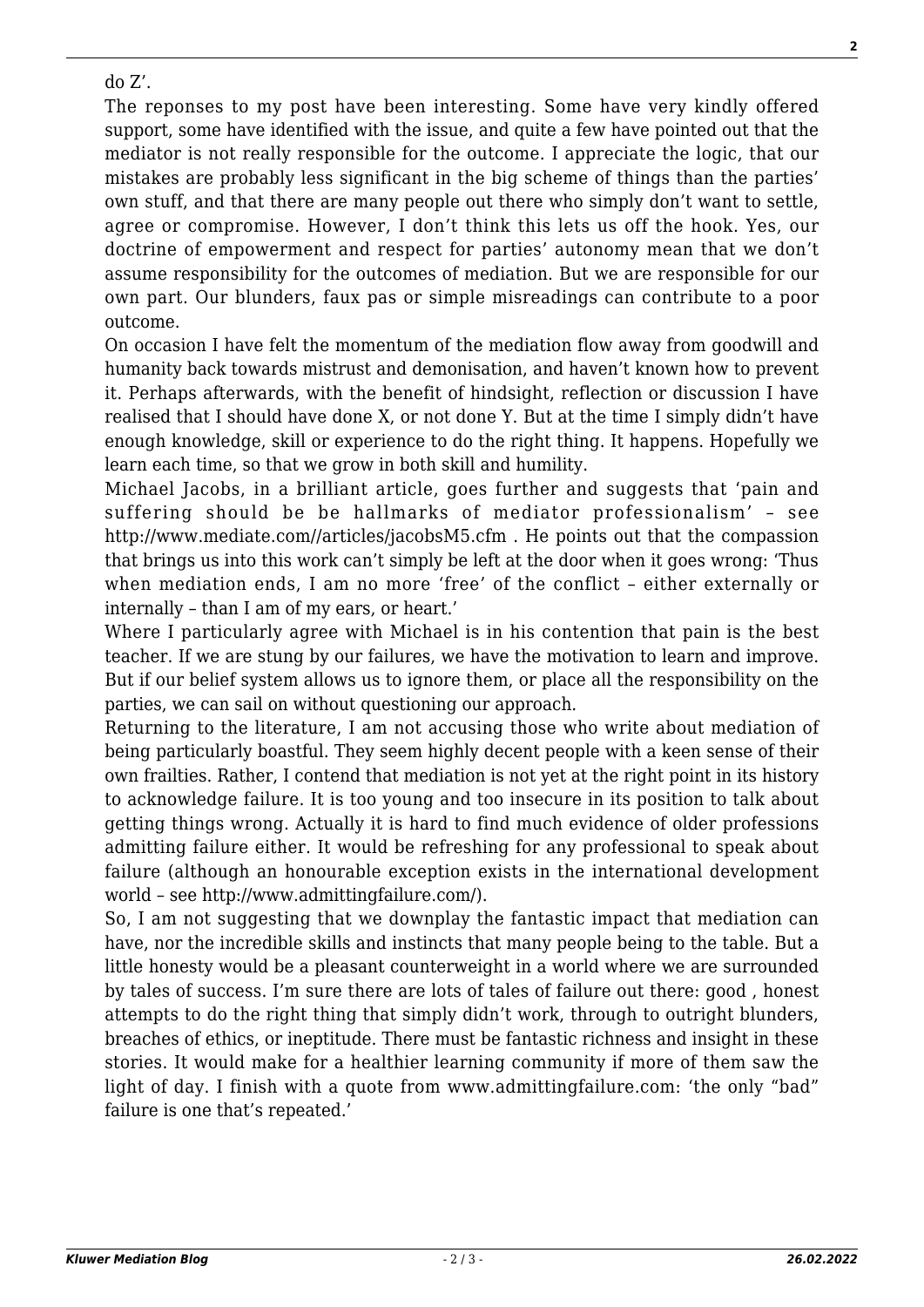do Z'.

The reponses to my post have been interesting. Some have very kindly offered support, some have identified with the issue, and quite a few have pointed out that the mediator is not really responsible for the outcome. I appreciate the logic, that our mistakes are probably less significant in the big scheme of things than the parties' own stuff, and that there are many people out there who simply don't want to settle, agree or compromise. However, I don't think this lets us off the hook. Yes, our doctrine of empowerment and respect for parties' autonomy mean that we don't assume responsibility for the outcomes of mediation. But we are responsible for our own part. Our blunders, faux pas or simple misreadings can contribute to a poor outcome.

On occasion I have felt the momentum of the mediation flow away from goodwill and humanity back towards mistrust and demonisation, and haven't known how to prevent it. Perhaps afterwards, with the benefit of hindsight, reflection or discussion I have realised that I should have done X, or not done Y. But at the time I simply didn't have enough knowledge, skill or experience to do the right thing. It happens. Hopefully we learn each time, so that we grow in both skill and humility.

Michael Jacobs, in a brilliant article, goes further and suggests that 'pain and suffering should be be hallmarks of mediator professionalism' – see http://www.mediate.com//articles/jacobsM5.cfm . He points out that the compassion that brings us into this work can't simply be left at the door when it goes wrong: 'Thus when mediation ends, I am no more 'free' of the conflict – either externally or internally – than I am of my ears, or heart.'

Where I particularly agree with Michael is in his contention that pain is the best teacher. If we are stung by our failures, we have the motivation to learn and improve. But if our belief system allows us to ignore them, or place all the responsibility on the parties, we can sail on without questioning our approach.

Returning to the literature, I am not accusing those who write about mediation of being particularly boastful. They seem highly decent people with a keen sense of their own frailties. Rather, I contend that mediation is not yet at the right point in its history to acknowledge failure. It is too young and too insecure in its position to talk about getting things wrong. Actually it is hard to find much evidence of older professions admitting failure either. It would be refreshing for any professional to speak about failure (although an honourable exception exists in the international development world – see http://www.admittingfailure.com/).

So, I am not suggesting that we downplay the fantastic impact that mediation can have, nor the incredible skills and instincts that many people being to the table. But a little honesty would be a pleasant counterweight in a world where we are surrounded by tales of success. I'm sure there are lots of tales of failure out there: good , honest attempts to do the right thing that simply didn't work, through to outright blunders, breaches of ethics, or ineptitude. There must be fantastic richness and insight in these stories. It would make for a healthier learning community if more of them saw the light of day. I finish with a quote from www.admittingfailure.com: 'the only "bad" failure is one that's repeated.'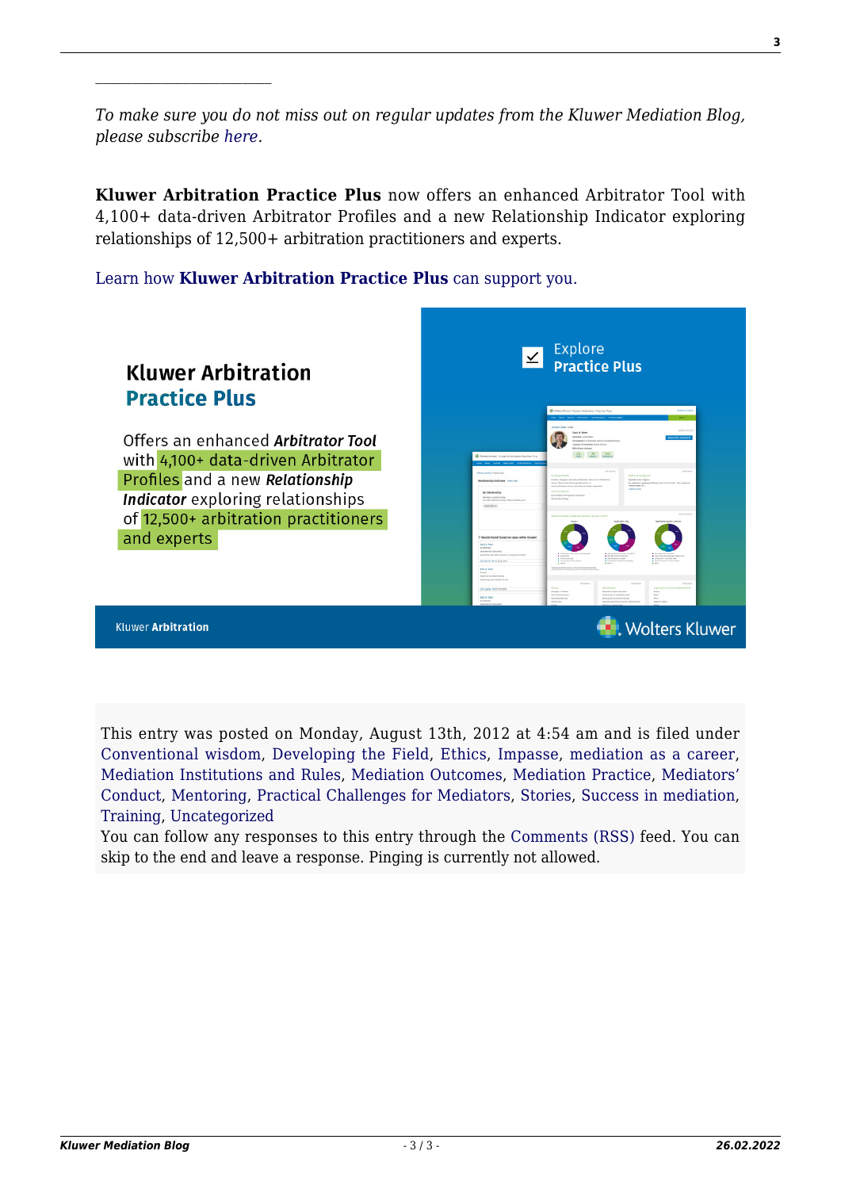---

*To make sure you do not miss out on regular updates from the Kluwer Mediation Blog, please subscribe here.*

**Kluwer Arbitration Practice Plus** now offers an enhanced Arbitrator Tool with 4,100+ data-driven Arbitrator Profiles and a new Relationship Indicator exploring relationships of 12,500+ arbitration practitioners and experts.

Learn how **Kluwer Arbitration Practice Plus** can support you.

Kluwer Arbitration Practice Plus

Offers an enhanced *Arbitrator Tool* with 4,100+ data-driven Arbitrator Profiles and a new *Relationship Indicator* exploring relationships of 12,500+ arbitration practitioners and experts

Explore Practice Plus

Kluwer Arbitration

Wolters Kluwer

This entry was posted on Monday, August 13th, 2012 at 4:54 am and is filed under Conventional wisdom, Developing the Field, Ethics, Impasse, mediation as a career, Mediation Institutions and Rules, Mediation Outcomes, Mediation Practice, Mediators' Conduct, Mentoring, Practical Challenges for Mediators, Stories, Success in mediation, Training, Uncategorized

You can follow any responses to this entry through the Comments (RSS) feed. You can skip to the end and leave a response. Pinging is currently not allowed.